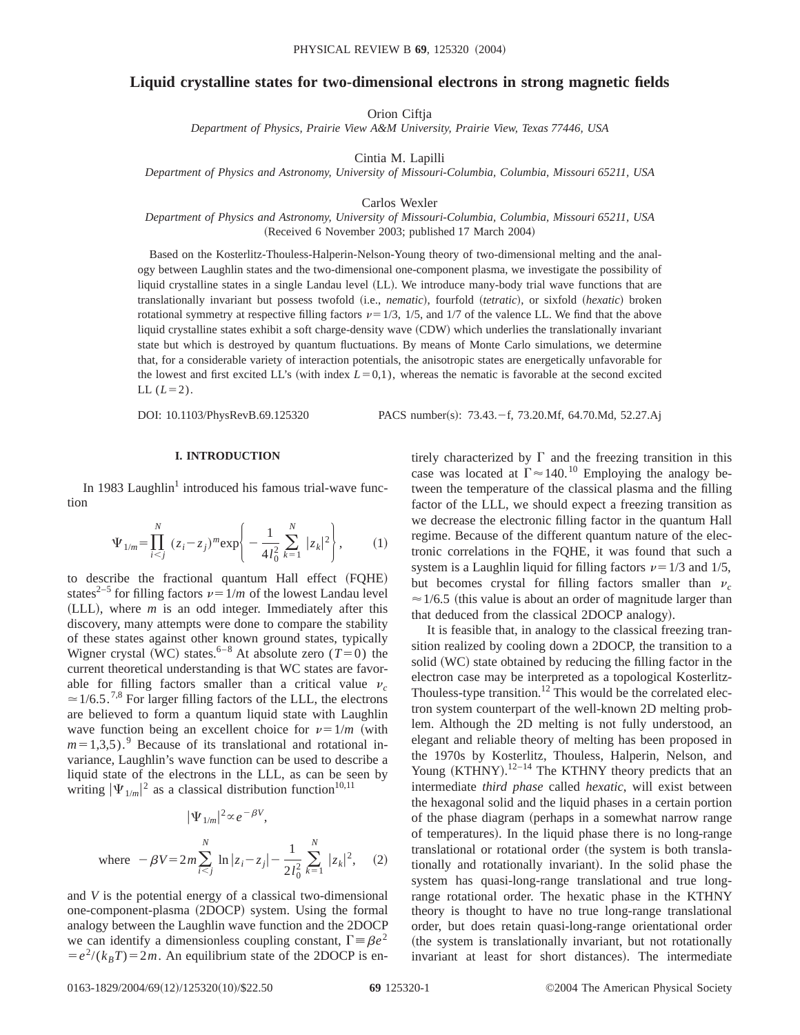# Liquid crystalline states for two-dimensional electrons in strong magnetic fields

Orion Ciftja

*Department of Physics, Prairie View A&M University, Prairie View, Texas 77446, USA*

Cintia M. Lapilli

*Department of Physics and Astronomy, University of Missouri-Columbia, Columbia, Missouri 65211, USA*

Carlos Wexler

*Department of Physics and Astronomy, University of Missouri-Columbia, Columbia, Missouri 65211, USA*

(Received 6 November 2003; published 17 March 2004)

Based on the Kosterlitz-Thouless-Halperin-Nelson-Young theory of two-dimensional melting and the analogy between Laughlin states and the two-dimensional one-component plasma, we investigate the possibility of liquid crystalline states in a single Landau level (LL). We introduce many-body trial wave functions that are translationally invariant but possess twofold (i.e., *nematic*), fourfold (*tetratic*), or sixfold (*hexatic*) broken rotational symmetry at respective filling factors $\nu=1/3$, 1/5, and 1/7 of the valence LL. We find that the above liquid crystalline states exhibit a soft charge-density wave (CDW) which underlies the translationally invariant state but which is destroyed by quantum fluctuations. By means of Monte Carlo simulations, we determine that, for a considerable variety of interaction potentials, the anisotropic states are energetically unfavorable for the lowest and first excited LL's (with index $L=0,1$), whereas the nematic is favorable at the second excited LL ($L=2$).

DOI: 10.1103/PhysRevB.69.125320 PACS number(s): 73.43.−f, 73.20.Mf, 64.70.Md, 52.27.Aj

## I. INTRODUCTION

In 1983 Laughlin[1] introduced his famous trial-wave function

$$\Psi_{1/m}=\prod_{i<j}^{N}(z_i-z_j)^m\exp\left\{-\frac{1}{4l_0^2}\sum_{k=1}^{N}|z_k|^2\right\}, \quad (1)$$

to describe the fractional quantum Hall effect (FQHE) states[2–5] for filling factors $\nu=1/m$ of the lowest Landau level (LLL), where $m$ is an odd integer. Immediately after this discovery, many attempts were done to compare the stability of these states against other known ground states, typically Wigner crystal (WC) states.[6–8] At absolute zero ($T=0$) the current theoretical understanding is that WC states are favorable for filling factors smaller than a critical value $\nu_c \simeq 1/6.5$.[7,8] For larger filling factors of the LLL, the electrons are believed to form a quantum liquid state with Laughlin wave function being an excellent choice for $\nu=1/m$ (with $m=1,3,5$).[9] Because of its translational and rotational invariance, Laughlin's wave function can be used to describe a liquid state of the electrons in the LLL, as can be seen by writing $|\Psi_{1/m}|^2$ as a classical distribution function[10,11]

$$|\Psi_{1/m}|^2 \propto e^{-\beta V},$$

$$\text{where} \quad -\beta V=2m\sum_{i<j}^{N}\ln|z_i-z_j|-\frac{1}{2l_0^2}\sum_{k=1}^{N}|z_k|^2, \quad (2)$$

and $V$ is the potential energy of a classical two-dimensional one-component-plasma (2DOCP) system. Using the formal analogy between the Laughlin wave function and the 2DOCP we can identify a dimensionless coupling constant, $\Gamma \equiv \beta e^2 = e^2/(k_B T)=2m$. An equilibrium state of the 2DOCP is entirely characterized by $\Gamma$ and the freezing transition in this case was located at $\Gamma \approx 140$.[10] Employing the analogy between the temperature of the classical plasma and the filling factor of the LLL, we should expect a freezing transition as we decrease the electronic filling factor in the quantum Hall regime. Because of the different quantum nature of the electronic correlations in the FQHE, it was found that such a system is a Laughlin liquid for filling factors $\nu=1/3$ and 1/5, but becomes crystal for filling factors smaller than $\nu_c \approx 1/6.5$ (this value is about an order of magnitude larger than that deduced from the classical 2DOCP analogy).

It is feasible that, in analogy to the classical freezing transition realized by cooling down a 2DOCP, the transition to a solid (WC) state obtained by reducing the filling factor in the electron case may be interpreted as a topological Kosterlitz-Thouless-type transition.[12] This would be the correlated electron system counterpart of the well-known 2D melting problem. Although the 2D melting is not fully understood, an elegant and reliable theory of melting has been proposed in the 1970s by Kosterlitz, Thouless, Halperin, Nelson, and Young (KTHNY).[12–14] The KTHNY theory predicts that an intermediate *third phase* called *hexatic*, will exist between the hexagonal solid and the liquid phases in a certain portion of the phase diagram (perhaps in a somewhat narrow range of temperatures). In the liquid phase there is no long-range translational or rotational order (the system is both translationally and rotationally invariant). In the solid phase the system has quasi-long-range translational and true long-range rotational order. The hexatic phase in the KTHNY theory is thought to have no true long-range translational order, but does retain quasi-long-range orientational order (the system is translationally invariant, but not rotationally invariant at least for short distances). The intermediate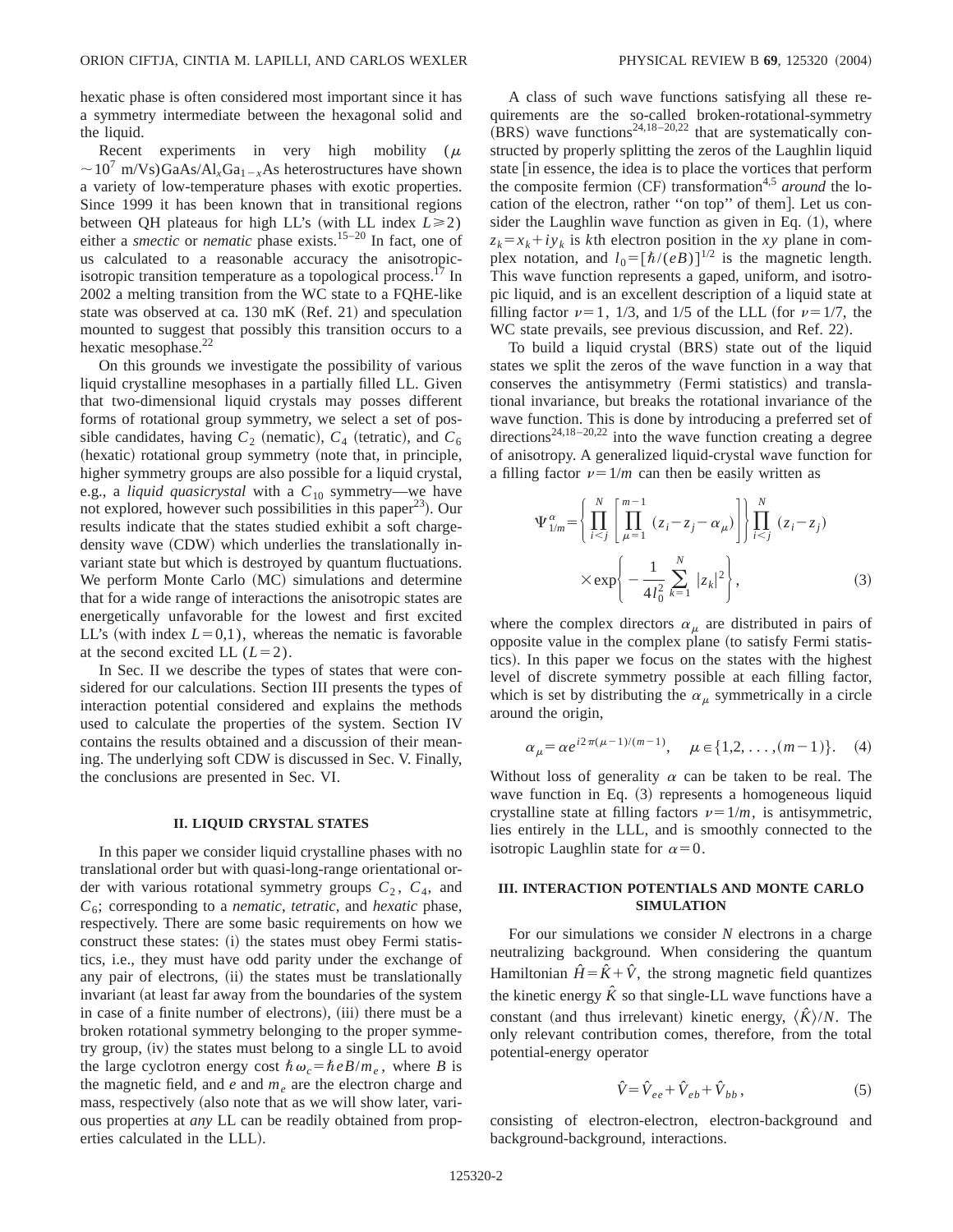hexatic phase is often considered most important since it has a symmetry intermediate between the hexagonal solid and the liquid.

Recent experiments in very high mobility ($\mu \sim 10^7$ m/Vs)GaAs/Al$_x$Ga$_{1-x}$As heterostructures have shown a variety of low-temperature phases with exotic properties. Since 1999 it has been known that in transitional regions between QH plateaus for high LL's (with LL index $L \geqslant 2$) either a *smectic* or *nematic* phase exists.[15–20] In fact, one of us calculated to a reasonable accuracy the anisotropic-isotropic transition temperature as a topological process.[17] In 2002 a melting transition from the WC state to a FQHE-like state was observed at ca. 130 mK (Ref. 21) and speculation mounted to suggest that possibly this transition occurs to a hexatic mesophase.[22]

On this grounds we investigate the possibility of various liquid crystalline mesophases in a partially filled LL. Given that two-dimensional liquid crystals may posses different forms of rotational group symmetry, we select a set of possible candidates, having $C_2$ (nematic), $C_4$ (tetratic), and $C_6$ (hexatic) rotational group symmetry (note that, in principle, higher symmetry groups are also possible for a liquid crystal, e.g., a *liquid quasicrystal* with a $C_{10}$ symmetry—we have not explored, however such possibilities in this paper[23]). Our results indicate that the states studied exhibit a soft charge-density wave (CDW) which underlies the translationally invariant state but which is destroyed by quantum fluctuations. We perform Monte Carlo (MC) simulations and determine that for a wide range of interactions the anisotropic states are energetically unfavorable for the lowest and first excited LL's (with index $L=0,1$), whereas the nematic is favorable at the second excited LL ($L=2$).

In Sec. II we describe the types of states that were considered for our calculations. Section III presents the types of interaction potential considered and explains the methods used to calculate the properties of the system. Section IV contains the results obtained and a discussion of their meaning. The underlying soft CDW is discussed in Sec. V. Finally, the conclusions are presented in Sec. VI.

## II. LIQUID CRYSTAL STATES

In this paper we consider liquid crystalline phases with no translational order but with quasi-long-range orientational order with various rotational symmetry groups $C_2$, $C_4$, and $C_6$; corresponding to a *nematic*, *tetratic*, and *hexatic* phase, respectively. There are some basic requirements on how we construct these states: (i) the states must obey Fermi statistics, i.e., they must have odd parity under the exchange of any pair of electrons, (ii) the states must be translationally invariant (at least far away from the boundaries of the system in case of a finite number of electrons), (iii) there must be a broken rotational symmetry belonging to the proper symmetry group, (iv) the states must belong to a single LL to avoid the large cyclotron energy cost $\hbar\omega_c = \hbar eB/m_e$, where $B$ is the magnetic field, and $e$ and $m_e$ are the electron charge and mass, respectively (also note that as we will show later, various properties at *any* LL can be readily obtained from properties calculated in the LLL).

A class of such wave functions satisfying all these requirements are the so-called broken-rotational-symmetry (BRS) wave functions[24,18–20,22] that are systematically constructed by properly splitting the zeros of the Laughlin liquid state [in essence, the idea is to place the vortices that perform the composite fermion (CF) transformation[4,5] *around* the location of the electron, rather "on top" of them]. Let us consider the Laughlin wave function as given in Eq. (1), where $z_k = x_k + iy_k$ is $k$th electron position in the $xy$ plane in complex notation, and $l_0 = [\hbar/(eB)]^{1/2}$ is the magnetic length. This wave function represents a gaped, uniform, and isotropic liquid, and is an excellent description of a liquid state at filling factor $\nu=1$, 1/3, and 1/5 of the LLL (for $\nu=1/7$, the WC state prevails, see previous discussion, and Ref. 22).

To build a liquid crystal (BRS) state out of the liquid states we split the zeros of the wave function in a way that conserves the antisymmetry (Fermi statistics) and translational invariance, but breaks the rotational invariance of the wave function. This is done by introducing a preferred set of directions[24,18–20,22] into the wave function creating a degree of anisotropy. A generalized liquid-crystal wave function for a filling factor $\nu=1/m$ can then be easily written as

$$\Psi_{1/m}^{\alpha} = \left\{ \prod_{i<j}^{N} \left[ \prod_{\mu=1}^{m-1} (z_i - z_j - \alpha_\mu) \right] \right\} \prod_{i<j}^{N} (z_i - z_j) \times \exp\left\{ -\frac{1}{4l_0^2} \sum_{k=1}^{N} |z_k|^2 \right\}, \tag{3}$$

where the complex directors $\alpha_\mu$ are distributed in pairs of opposite value in the complex plane (to satisfy Fermi statistics). In this paper we focus on the states with the highest level of discrete symmetry possible at each filling factor, which is set by distributing the $\alpha_\mu$ symmetrically in a circle around the origin,

$$\alpha_\mu = \alpha e^{i2\pi(\mu-1)/(m-1)}, \quad \mu \in \{1,2,\ldots,(m-1)\}. \tag{4}$$

Without loss of generality $\alpha$ can be taken to be real. The wave function in Eq. (3) represents a homogeneous liquid crystalline state at filling factors $\nu=1/m$, is antisymmetric, lies entirely in the LLL, and is smoothly connected to the isotropic Laughlin state for $\alpha=0$.

## III. INTERACTION POTENTIALS AND MONTE CARLO SIMULATION

For our simulations we consider $N$ electrons in a charge neutralizing background. When considering the quantum Hamiltonian $\hat{H} = \hat{K} + \hat{V}$, the strong magnetic field quantizes the kinetic energy $\hat{K}$ so that single-LL wave functions have a constant (and thus irrelevant) kinetic energy, $\langle \hat{K} \rangle / N$. The only relevant contribution comes, therefore, from the total potential-energy operator

$$\hat{V} = \hat{V}_{ee} + \hat{V}_{eb} + \hat{V}_{bb}, \tag{5}$$

consisting of electron-electron, electron-background and background-background, interactions.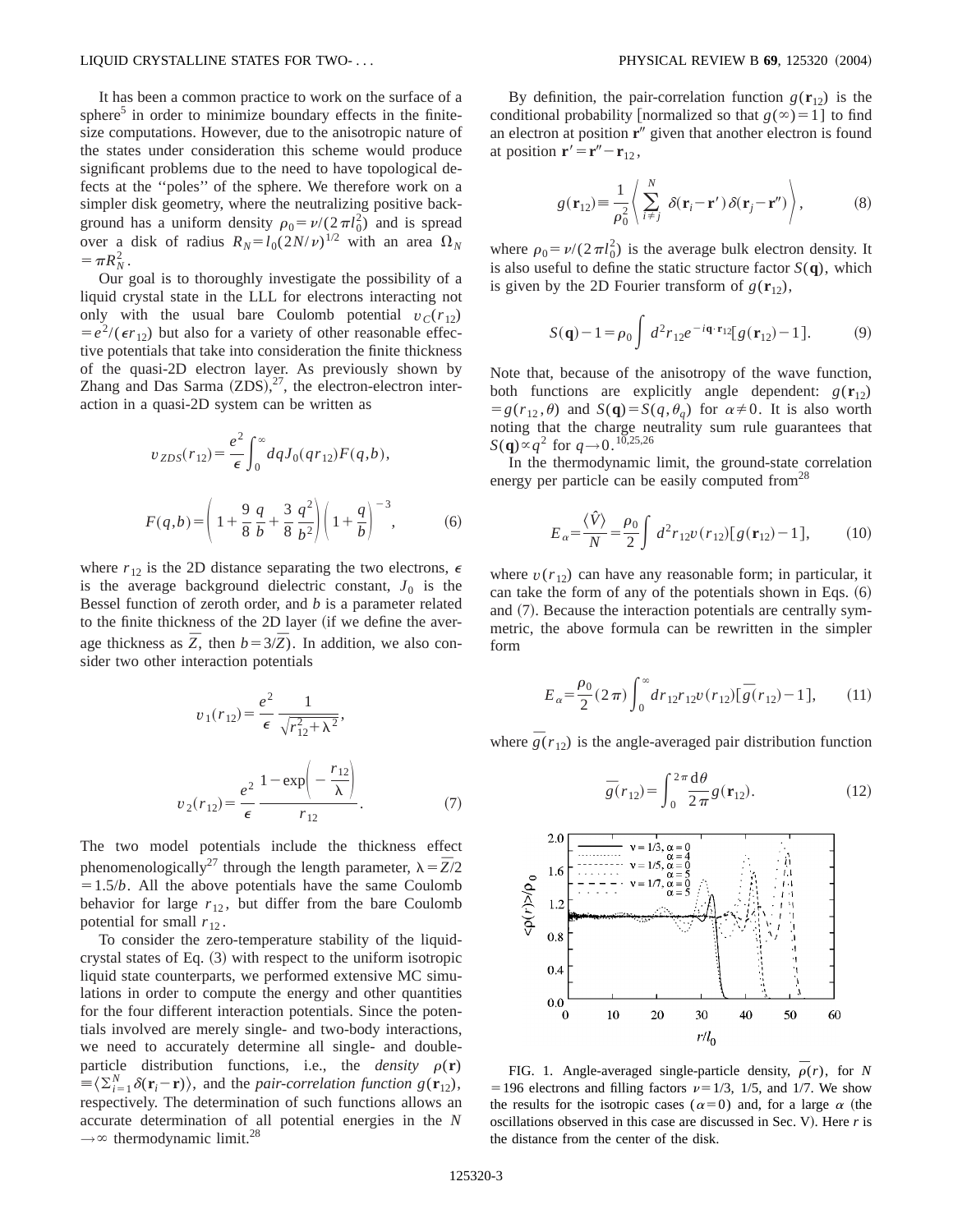It has been a common practice to work on the surface of a sphere[5] in order to minimize boundary effects in the finite-size computations. However, due to the anisotropic nature of the states under consideration this scheme would produce significant problems due to the need to have topological defects at the "poles" of the sphere. We therefore work on a simpler disk geometry, where the neutralizing positive background has a uniform density $\rho_0 = \nu/(2\pi l_0^2)$ and is spread over a disk of radius $R_N = l_0(2N/\nu)^{1/2}$ with an area $\Omega_N = \pi R_N^2$.

Our goal is to thoroughly investigate the possibility of a liquid crystal state in the LLL for electrons interacting not only with the usual bare Coulomb potential $v_C(r_{12}) = e^2/(\epsilon r_{12})$ but also for a variety of other reasonable effective potentials that take into consideration the finite thickness of the quasi-2D electron layer. As previously shown by Zhang and Das Sarma (ZDS),[27] the electron-electron interaction in a quasi-2D system can be written as

$$v_{ZDS}(r_{12}) = \frac{e^2}{\epsilon}\int_0^\infty dq J_0(qr_{12}) F(q,b),$$

$$F(q,b) = \left(1 + \frac{9}{8}\frac{q}{b} + \frac{3}{8}\frac{q^2}{b^2}\right)\left(1 + \frac{q}{b}\right)^{-3}, \tag{6}$$

where $r_{12}$ is the 2D distance separating the two electrons, $\epsilon$ is the average background dielectric constant, $J_0$ is the Bessel function of zeroth order, and $b$ is a parameter related to the finite thickness of the 2D layer (if we define the average thickness as $\bar{Z}$, then $b = 3/\bar{Z}$). In addition, we also consider two other interaction potentials

$$v_1(r_{12}) = \frac{e^2}{\epsilon}\frac{1}{\sqrt{r_{12}^2 + \lambda^2}},$$

$$v_2(r_{12}) = \frac{e^2}{\epsilon}\frac{1 - \exp\left(-\frac{r_{12}}{\lambda}\right)}{r_{12}}. \tag{7}$$

The two model potentials include the thickness effect phenomenologically[27] through the length parameter, $\lambda = \bar{Z}/2 = 1.5/b$. All the above potentials have the same Coulomb behavior for large $r_{12}$, but differ from the bare Coulomb potential for small $r_{12}$.

To consider the zero-temperature stability of the liquid-crystal states of Eq. (3) with respect to the uniform isotropic liquid state counterparts, we performed extensive MC simulations in order to compute the energy and other quantities for the four different interaction potentials. Since the potentials involved are merely single- and two-body interactions, we need to accurately determine all single- and double-particle distribution functions, i.e., the *density* $\rho(\mathbf{r}) \equiv \langle \sum_{i=1}^N \delta(\mathbf{r}_i - \mathbf{r}) \rangle$, and the *pair-correlation function* $g(\mathbf{r}_{12})$, respectively. The determination of such functions allows an accurate determination of all potential energies in the $N \to \infty$ thermodynamic limit.[28]

By definition, the pair-correlation function $g(\mathbf{r}_{12})$ is the conditional probability [normalized so that $g(\infty) = 1$] to find an electron at position $\mathbf{r}''$ given that another electron is found at position $\mathbf{r}' = \mathbf{r}'' - \mathbf{r}_{12}$,

$$g(\mathbf{r}_{12}) \equiv \frac{1}{\rho_0^2}\left\langle \sum_{i \neq j}^N \delta(\mathbf{r}_i - \mathbf{r}')\delta(\mathbf{r}_j - \mathbf{r}'') \right\rangle, \tag{8}$$

where $\rho_0 = \nu/(2\pi l_0^2)$ is the average bulk electron density. It is also useful to define the static structure factor $S(\mathbf{q})$, which is given by the 2D Fourier transform of $g(\mathbf{r}_{12})$,

$$S(\mathbf{q}) - 1 = \rho_0 \int d^2 r_{12} e^{-i\mathbf{q}\cdot\mathbf{r}_{12}}[g(\mathbf{r}_{12}) - 1]. \tag{9}$$

Note that, because of the anisotropy of the wave function, both functions are explicitly angle dependent: $g(\mathbf{r}_{12}) = g(r_{12}, \theta)$ and $S(\mathbf{q}) = S(q, \theta_q)$ for $\alpha \neq 0$. It is also worth noting that the charge neutrality sum rule guarantees that $S(\mathbf{q}) \propto q^2$ for $q \to 0$.[10,25,26]

In the thermodynamic limit, the ground-state correlation energy per particle can be easily computed from[28]

$$E_\alpha = \frac{\langle \hat{V} \rangle}{N} = \frac{\rho_0}{2}\int d^2 r_{12} v(r_{12})[g(\mathbf{r}_{12}) - 1], \tag{10}$$

where $v(r_{12})$ can have any reasonable form; in particular, it can take the form of any of the potentials shown in Eqs. (6) and (7). Because the interaction potentials are centrally symmetric, the above formula can be rewritten in the simpler form

$$E_\alpha = \frac{\rho_0}{2}(2\pi)\int_0^\infty dr_{12} r_{12} v(r_{12})[\bar{g}(r_{12}) - 1], \tag{11}$$

where $\bar{g}(r_{12})$ is the angle-averaged pair distribution function

$$\bar{g}(r_{12}) = \int_0^{2\pi} \frac{d\theta}{2\pi} g(\mathbf{r}_{12}). \tag{12}$$

FIG. 1. Angle-averaged single-particle density, $\bar{\rho}(r)$, for $N = 196$ electrons and filling factors $\nu = 1/3$, 1/5, and 1/7. We show the results for the isotropic cases ($\alpha = 0$) and, for a large $\alpha$ (the oscillations observed in this case are discussed in Sec. V). Here $r$ is the distance from the center of the disk.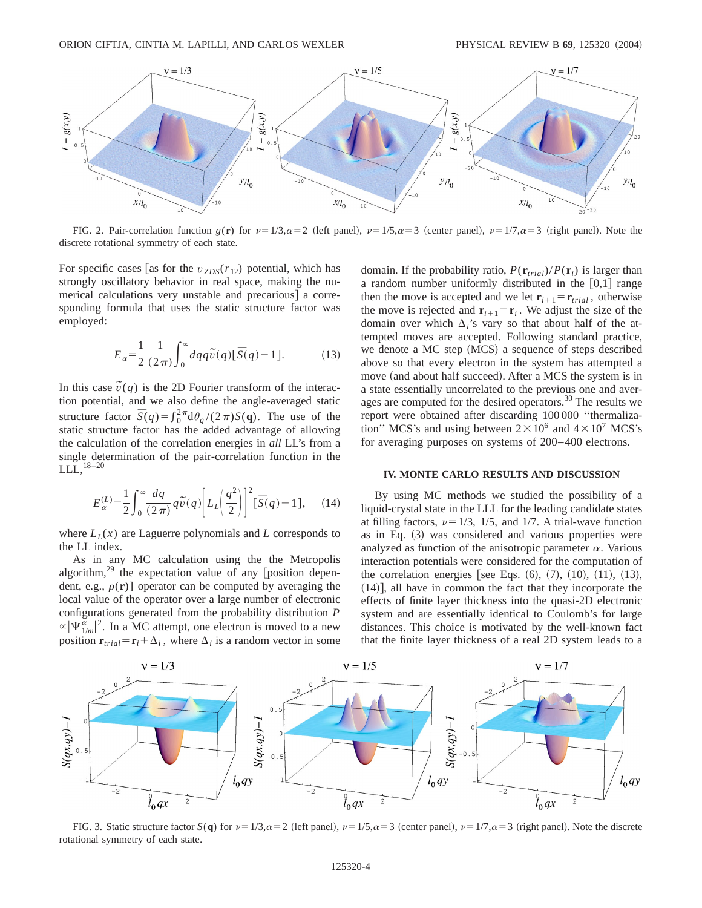FIG. 2. Pair-correlation function $g(\mathbf{r})$ for $\nu=1/3,\alpha=2$ (left panel), $\nu=1/5,\alpha=3$ (center panel), $\nu=1/7,\alpha=3$ (right panel). Note the discrete rotational symmetry of each state.

For specific cases [as for the $v_{ZDS}(r_{12})$ potential, which has strongly oscillatory behavior in real space, making the numerical calculations very unstable and precarious] a corresponding formula that uses the static structure factor was employed:

$$E_{\alpha}=\frac{1}{2}\frac{1}{(2\pi)}\int_0^{\infty}dq\,q\tilde{v}(q)[\bar{S}(q)-1]. \tag{13}$$

In this case $\tilde{v}(q)$ is the 2D Fourier transform of the interaction potential, and we also define the angle-averaged static structure factor $\bar{S}(q)=\int_0^{2\pi}d\theta_q/(2\pi)S(\mathbf{q})$. The use of the static structure factor has the added advantage of allowing the calculation of the correlation energies in *all* LL's from a single determination of the pair-correlation function in the LLL,[18–20]

$$E_{\alpha}^{(L)}=\frac{1}{2}\int_0^{\infty}\frac{dq}{(2\pi)}q\tilde{v}(q)\left[L_L\left(\frac{q^2}{2}\right)\right]^2[\bar{S}(q)-1], \tag{14}$$

where $L_L(x)$ are Laguerre polynomials and $L$ corresponds to the LL index.

As in any MC calculation using the the Metropolis algorithm,[29] the expectation value of any [position dependent, e.g., $\rho(\mathbf{r})$] operator can be computed by averaging the local value of the operator over a large number of electronic configurations generated from the probability distribution $P\propto|\Psi_{1/m}^{\alpha}|^2$. In a MC attempt, one electron is moved to a new position $\mathbf{r}_{trial}=\mathbf{r}_i+\Delta_i$, where $\Delta_i$ is a random vector in some domain. If the probability ratio, $P(\mathbf{r}_{trial})/P(\mathbf{r}_i)$ is larger than a random number uniformly distributed in the [0,1] range then the move is accepted and we let $\mathbf{r}_{i+1}=\mathbf{r}_{trial}$, otherwise the move is rejected and $\mathbf{r}_{i+1}=\mathbf{r}_i$. We adjust the size of the domain over which $\Delta_i$'s vary so that about half of the attempted moves are accepted. Following standard practice, we denote a MC step (MCS) a sequence of steps described above so that every electron in the system has attempted a move (and about half succeed). After a MCS the system is in a state essentially uncorrelated to the previous one and averages are computed for the desired operators.[30] The results we report were obtained after discarding 100 000 "thermalization" MCS's and using between $2\times10^6$ and $4\times10^7$ MCS's for averaging purposes on systems of 200–400 electrons.

## IV. MONTE CARLO RESULTS AND DISCUSSION

By using MC methods we studied the possibility of a liquid-crystal state in the LLL for the leading candidate states at filling factors, $\nu=1/3$, 1/5, and 1/7. A trial-wave function as in Eq. (3) was considered and various properties were analyzed as function of the anisotropic parameter $\alpha$. Various interaction potentials were considered for the computation of the correlation energies [see Eqs. (6), (7), (10), (11), (13), (14)], all have in common the fact that they incorporate the effects of finite layer thickness into the quasi-2D electronic system and are essentially identical to Coulomb's for large distances. This choice is motivated by the well-known fact that the finite layer thickness of a real 2D system leads to a

FIG. 3. Static structure factor $S(\mathbf{q})$ for $\nu=1/3,\alpha=2$ (left panel), $\nu=1/5,\alpha=3$ (center panel), $\nu=1/7,\alpha=3$ (right panel). Note the discrete rotational symmetry of each state.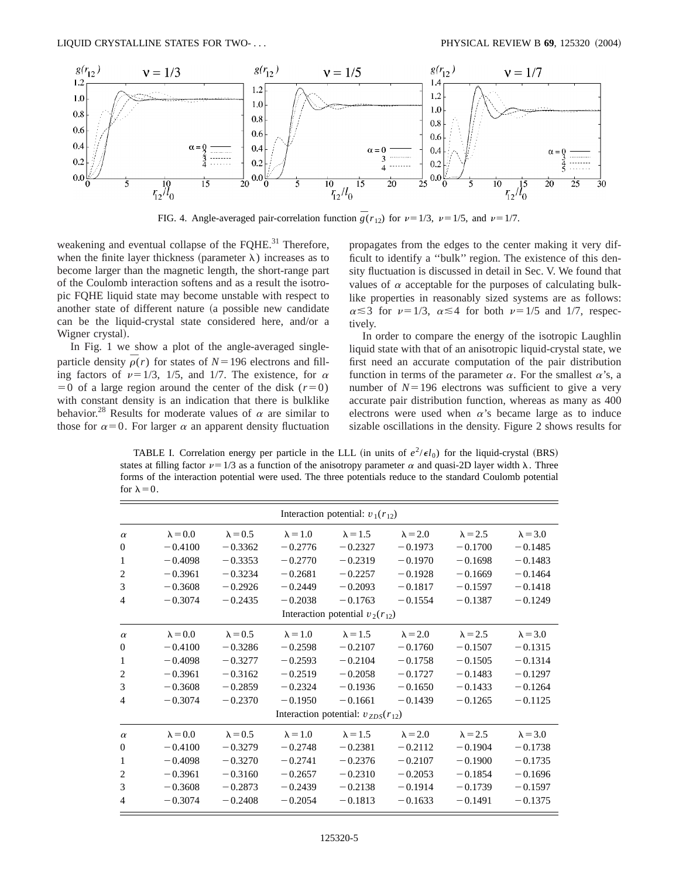FIG. 4. Angle-averaged pair-correlation function $\overline{g}(r_{12})$ for $\nu=1/3$, $\nu=1/5$, and $\nu=1/7$.

weakening and eventual collapse of the FQHE.[31] Therefore, when the finite layer thickness (parameter $\lambda$) increases as to become larger than the magnetic length, the short-range part of the Coulomb interaction softens and as a result the isotropic FQHE liquid state may become unstable with respect to another state of different nature (a possible new candidate can be the liquid-crystal state considered here, and/or a Wigner crystal).

In Fig. 1 we show a plot of the angle-averaged single-particle density $\overline{\rho}(r)$ for states of $N=196$ electrons and filling factors of $\nu=1/3$, 1/5, and 1/7. The existence, for $\alpha=0$ of a large region around the center of the disk $(r=0)$ with constant density is an indication that there is bulklike behavior.[28] Results for moderate values of $\alpha$ are similar to those for $\alpha=0$. For larger $\alpha$ an apparent density fluctuation propagates from the edges to the center making it very difficult to identify a "bulk" region. The existence of this density fluctuation is discussed in detail in Sec. V. We found that values of $\alpha$ acceptable for the purposes of calculating bulk-like properties in reasonably sized systems are as follows: $\alpha \lesssim 3$ for $\nu=1/3$, $\alpha \lesssim 4$ for both $\nu=1/5$ and 1/7, respectively.

In order to compare the energy of the isotropic Laughlin liquid state with that of an anisotropic liquid-crystal state, we first need an accurate computation of the pair distribution function in terms of the parameter $\alpha$. For the smallest $\alpha$'s, a number of $N=196$ electrons was sufficient to give a very accurate pair distribution function, whereas as many as 400 electrons were used when $\alpha$'s became large as to induce sizable oscillations in the density. Figure 2 shows results for

TABLE I. Correlation energy per particle in the LLL (in units of $e^2/\epsilon l_0$) for the liquid-crystal (BRS) states at filling factor $\nu=1/3$ as a function of the anisotropy parameter $\alpha$ and quasi-2D layer width $\lambda$. Three forms of the interaction potential were used. The three potentials reduce to the standard Coulomb potential for $\lambda=0$.

| Interaction potential: $v_1(r_{12})$ | | | | | | | |
|---|---|---|---|---|---|---|---|
| $\alpha$ | $\lambda=0.0$ | $\lambda=0.5$ | $\lambda=1.0$ | $\lambda=1.5$ | $\lambda=2.0$ | $\lambda=2.5$ | $\lambda=3.0$ |
| 0 | −0.4100 | −0.3362 | −0.2776 | −0.2327 | −0.1973 | −0.1700 | −0.1485 |
| 1 | −0.4098 | −0.3353 | −0.2770 | −0.2319 | −0.1970 | −0.1698 | −0.1483 |
| 2 | −0.3961 | −0.3234 | −0.2681 | −0.2257 | −0.1928 | −0.1669 | −0.1464 |
| 3 | −0.3608 | −0.2926 | −0.2449 | −0.2093 | −0.1817 | −0.1597 | −0.1418 |
| 4 | −0.3074 | −0.2435 | −0.2038 | −0.1763 | −0.1554 | −0.1387 | −0.1249 |
| Interaction potential $v_2(r_{12})$ | | | | | | | |
| $\alpha$ | $\lambda=0.0$ | $\lambda=0.5$ | $\lambda=1.0$ | $\lambda=1.5$ | $\lambda=2.0$ | $\lambda=2.5$ | $\lambda=3.0$ |
| 0 | −0.4100 | −0.3286 | −0.2598 | −0.2107 | −0.1760 | −0.1507 | −0.1315 |
| 1 | −0.4098 | −0.3277 | −0.2593 | −0.2104 | −0.1758 | −0.1505 | −0.1314 |
| 2 | −0.3961 | −0.3162 | −0.2519 | −0.2058 | −0.1727 | −0.1483 | −0.1297 |
| 3 | −0.3608 | −0.2859 | −0.2324 | −0.1936 | −0.1650 | −0.1433 | −0.1264 |
| 4 | −0.3074 | −0.2370 | −0.1950 | −0.1661 | −0.1439 | −0.1265 | −0.1125 |
| Interaction potential: $v_{ZDS}(r_{12})$ | | | | | | | |
| $\alpha$ | $\lambda=0.0$ | $\lambda=0.5$ | $\lambda=1.0$ | $\lambda=1.5$ | $\lambda=2.0$ | $\lambda=2.5$ | $\lambda=3.0$ |
| 0 | −0.4100 | −0.3279 | −0.2748 | −0.2381 | −0.2112 | −0.1904 | −0.1738 |
| 1 | −0.4098 | −0.3270 | −0.2741 | −0.2376 | −0.2107 | −0.1900 | −0.1735 |
| 2 | −0.3961 | −0.3160 | −0.2657 | −0.2310 | −0.2053 | −0.1854 | −0.1696 |
| 3 | −0.3608 | −0.2873 | −0.2439 | −0.2138 | −0.1914 | −0.1739 | −0.1597 |
| 4 | −0.3074 | −0.2408 | −0.2054 | −0.1813 | −0.1633 | −0.1491 | −0.1375 |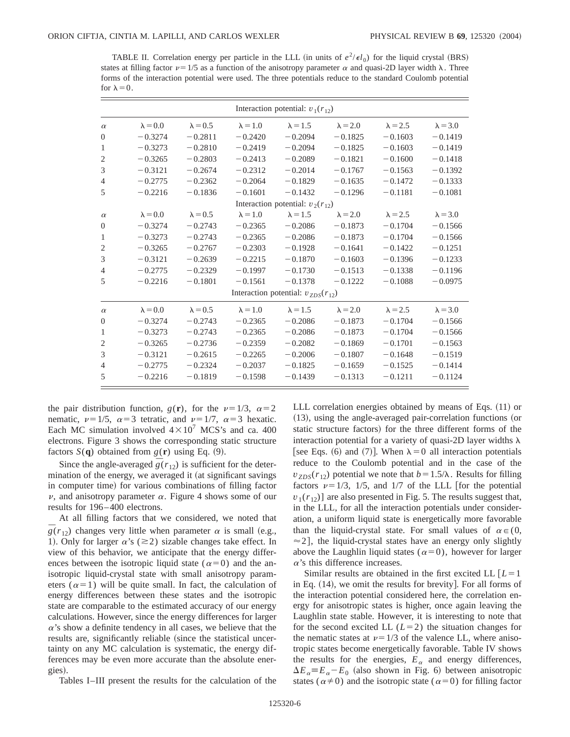TABLE II. Correlation energy per particle in the LLL (in units of $e^2/\epsilon l_0$) for the liquid crystal (BRS) states at filling factor $\nu=1/5$ as a function of the anisotropy parameter $\alpha$ and quasi-2D layer width $\lambda$. Three forms of the interaction potential were used. The three potentials reduce to the standard Coulomb potential for $\lambda=0$.

| Interaction potential: $v_1(r_{12})$ | | | | | | | |
|---|---|---|---|---|---|---|---|
| $\alpha$ | $\lambda=0.0$ | $\lambda=0.5$ | $\lambda=1.0$ | $\lambda=1.5$ | $\lambda=2.0$ | $\lambda=2.5$ | $\lambda=3.0$ |
| 0 | −0.3274 | −0.2811 | −0.2420 | −0.2094 | −0.1825 | −0.1603 | −0.1419 |
| 1 | −0.3273 | −0.2810 | −0.2419 | −0.2094 | −0.1825 | −0.1603 | −0.1419 |
| 2 | −0.3265 | −0.2803 | −0.2413 | −0.2089 | −0.1821 | −0.1600 | −0.1418 |
| 3 | −0.3121 | −0.2674 | −0.2312 | −0.2014 | −0.1767 | −0.1563 | −0.1392 |
| 4 | −0.2775 | −0.2362 | −0.2064 | −0.1829 | −0.1635 | −0.1472 | −0.1333 |
| 5 | −0.2216 | −0.1836 | −0.1601 | −0.1432 | −0.1296 | −0.1181 | −0.1081 |
| Interaction potential: $v_2(r_{12})$ | | | | | | | |
| $\alpha$ | $\lambda=0.0$ | $\lambda=0.5$ | $\lambda=1.0$ | $\lambda=1.5$ | $\lambda=2.0$ | $\lambda=2.5$ | $\lambda=3.0$ |
| 0 | −0.3274 | −0.2743 | −0.2365 | −0.2086 | −0.1873 | −0.1704 | −0.1566 |
| 1 | −0.3273 | −0.2743 | −0.2365 | −0.2086 | −0.1873 | −0.1704 | −0.1566 |
| 2 | −0.3265 | −0.2767 | −0.2303 | −0.1928 | −0.1641 | −0.1422 | −0.1251 |
| 3 | −0.3121 | −0.2639 | −0.2215 | −0.1870 | −0.1603 | −0.1396 | −0.1233 |
| 4 | −0.2775 | −0.2329 | −0.1997 | −0.1730 | −0.1513 | −0.1338 | −0.1196 |
| 5 | −0.2216 | −0.1801 | −0.1561 | −0.1378 | −0.1222 | −0.1088 | −0.0975 |
| Interaction potential: $v_{ZDS}(r_{12})$ | | | | | | | |
| $\alpha$ | $\lambda=0.0$ | $\lambda=0.5$ | $\lambda=1.0$ | $\lambda=1.5$ | $\lambda=2.0$ | $\lambda=2.5$ | $\lambda=3.0$ |
| 0 | −0.3274 | −0.2743 | −0.2365 | −0.2086 | −0.1873 | −0.1704 | −0.1566 |
| 1 | −0.3273 | −0.2743 | −0.2365 | −0.2086 | −0.1873 | −0.1704 | −0.1566 |
| 2 | −0.3265 | −0.2736 | −0.2359 | −0.2082 | −0.1869 | −0.1701 | −0.1563 |
| 3 | −0.3121 | −0.2615 | −0.2265 | −0.2006 | −0.1807 | −0.1648 | −0.1519 |
| 4 | −0.2775 | −0.2324 | −0.2037 | −0.1825 | −0.1659 | −0.1525 | −0.1414 |
| 5 | −0.2216 | −0.1819 | −0.1598 | −0.1439 | −0.1313 | −0.1211 | −0.1124 |

the pair distribution function, $g(\mathbf{r})$, for the $\nu=1/3$, $\alpha=2$ nematic, $\nu=1/5$, $\alpha=3$ tetratic, and $\nu=1/7$, $\alpha=3$ hexatic. Each MC simulation involved $4\times10^7$ MCS's and ca. 400 electrons. Figure 3 shows the corresponding static structure factors $S(\mathbf{q})$ obtained from $g(\mathbf{r})$ using Eq. (9).

Since the angle-averaged $\overline{g}(r_{12})$ is sufficient for the determination of the energy, we averaged it (at significant savings in computer time) for various combinations of filling factor $\nu$, and anisotropy parameter $\alpha$. Figure 4 shows some of our results for 196–400 electrons.

At all filling factors that we considered, we noted that $\overline{g}(r_{12})$ changes very little when parameter $\alpha$ is small (e.g., 1). Only for larger $\alpha$'s ($\gtrsim 2$) sizable changes take effect. In view of this behavior, we anticipate that the energy differences between the isotropic liquid state ($\alpha=0$) and the anisotropic liquid-crystal state with small anisotropy parameters ($\alpha=1$) will be quite small. In fact, the calculation of energy differences between these states and the isotropic state are comparable to the estimated accuracy of our energy calculations. However, since the energy differences for larger $\alpha$'s show a definite tendency in all cases, we believe that the results are, significantly reliable (since the statistical uncertainty on any MC calculation is systematic, the energy differences may be even more accurate than the absolute energies).

Tables I–III present the results for the calculation of the LLL correlation energies obtained by means of Eqs. (11) or (13), using the angle-averaged pair-correlation functions (or static structure factors) for the three different forms of the interaction potential for a variety of quasi-2D layer widths $\lambda$ [see Eqs. (6) and (7)]. When $\lambda=0$ all interaction potentials reduce to the Coulomb potential and in the case of the $v_{ZDS}(r_{12})$ potential we note that $b=1.5/\lambda$. Results for filling factors $\nu=1/3$, 1/5, and 1/7 of the LLL [for the potential $v_1(r_{12})$] are also presented in Fig. 5. The results suggest that, in the LLL, for all the interaction potentials under consideration, a uniform liquid state is energetically more favorable than the liquid-crystal state. For small values of $\alpha\in(0,\approx 2]$, the liquid-crystal states have an energy only slightly above the Laughlin liquid states ($\alpha=0$), however for larger $\alpha$'s this difference increases.

Similar results are obtained in the first excited LL [$L=1$ in Eq. (14), we omit the results for brevity]. For all forms of the interaction potential considered here, the correlation energy for anisotropic states is higher, once again leaving the Laughlin state stable. However, it is interesting to note that for the second excited LL ($L=2$) the situation changes for the nematic states at $\nu=1/3$ of the valence LL, where anisotropic states become energetically favorable. Table IV shows the results for the energies, $E_\alpha$ and energy differences, $\Delta E_\alpha \equiv E_\alpha - E_0$ (also shown in Fig. 6) between anisotropic states ($\alpha\neq 0$) and the isotropic state ($\alpha=0$) for filling factor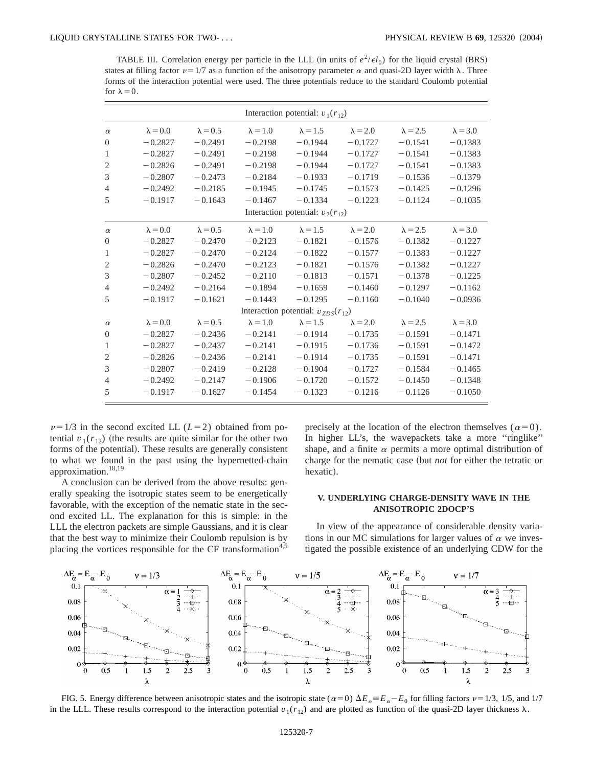TABLE III. Correlation energy per particle in the LLL (in units of $e^2/\epsilon l_0$) for the liquid crystal (BRS) states at filling factor $\nu=1/7$ as a function of the anisotropy parameter $\alpha$ and quasi-2D layer width $\lambda$. Three forms of the interaction potential were used. The three potentials reduce to the standard Coulomb potential for $\lambda=0$.

| | | | Interaction potential: $v_1(r_{12})$ | | | | |
|---|---|---|---|---|---|---|---|
| $\alpha$ | $\lambda=0.0$ | $\lambda=0.5$ | $\lambda=1.0$ | $\lambda=1.5$ | $\lambda=2.0$ | $\lambda=2.5$ | $\lambda=3.0$ |
| 0 | −0.2827 | −0.2491 | −0.2198 | −0.1944 | −0.1727 | −0.1541 | −0.1383 |
| 1 | −0.2827 | −0.2491 | −0.2198 | −0.1944 | −0.1727 | −0.1541 | −0.1383 |
| 2 | −0.2826 | −0.2491 | −0.2198 | −0.1944 | −0.1727 | −0.1541 | −0.1383 |
| 3 | −0.2807 | −0.2473 | −0.2184 | −0.1933 | −0.1719 | −0.1536 | −0.1379 |
| 4 | −0.2492 | −0.2185 | −0.1945 | −0.1745 | −0.1573 | −0.1425 | −0.1296 |
| 5 | −0.1917 | −0.1643 | −0.1467 | −0.1334 | −0.1223 | −0.1124 | −0.1035 |
| | | | Interaction potential: $v_2(r_{12})$ | | | | |
| $\alpha$ | $\lambda=0.0$ | $\lambda=0.5$ | $\lambda=1.0$ | $\lambda=1.5$ | $\lambda=2.0$ | $\lambda=2.5$ | $\lambda=3.0$ |
| 0 | −0.2827 | −0.2470 | −0.2123 | −0.1821 | −0.1576 | −0.1382 | −0.1227 |
| 1 | −0.2827 | −0.2470 | −0.2124 | −0.1822 | −0.1577 | −0.1383 | −0.1227 |
| 2 | −0.2826 | −0.2470 | −0.2123 | −0.1821 | −0.1576 | −0.1382 | −0.1227 |
| 3 | −0.2807 | −0.2452 | −0.2110 | −0.1813 | −0.1571 | −0.1378 | −0.1225 |
| 4 | −0.2492 | −0.2164 | −0.1894 | −0.1659 | −0.1460 | −0.1297 | −0.1162 |
| 5 | −0.1917 | −0.1621 | −0.1443 | −0.1295 | −0.1160 | −0.1040 | −0.0936 |
| | | | Interaction potential: $v_{ZDS}(r_{12})$ | | | | |
| $\alpha$ | $\lambda=0.0$ | $\lambda=0.5$ | $\lambda=1.0$ | $\lambda=1.5$ | $\lambda=2.0$ | $\lambda=2.5$ | $\lambda=3.0$ |
| 0 | −0.2827 | −0.2436 | −0.2141 | −0.1914 | −0.1735 | −0.1591 | −0.1471 |
| 1 | −0.2827 | −0.2437 | −0.2141 | −0.1915 | −0.1736 | −0.1591 | −0.1472 |
| 2 | −0.2826 | −0.2436 | −0.2141 | −0.1914 | −0.1735 | −0.1591 | −0.1471 |
| 3 | −0.2807 | −0.2419 | −0.2128 | −0.1904 | −0.1727 | −0.1584 | −0.1465 |
| 4 | −0.2492 | −0.2147 | −0.1906 | −0.1720 | −0.1572 | −0.1450 | −0.1348 |
| 5 | −0.1917 | −0.1627 | −0.1454 | −0.1323 | −0.1216 | −0.1126 | −0.1050 |

$\nu=1/3$ in the second excited LL ($L=2$) obtained from potential $v_1(r_{12})$ (the results are quite similar for the other two forms of the potential). These results are generally consistent to what we found in the past using the hypernetted-chain approximation.[18,19]

A conclusion can be derived from the above results: generally speaking the isotropic states seem to be energetically favorable, with the exception of the nematic state in the second excited LL. The explanation for this is simple: in the LLL the electron packets are simple Gaussians, and it is clear that the best way to minimize their Coulomb repulsion is by placing the vortices responsible for the CF transformation[4,5] precisely at the location of the electron themselves ($\alpha=0$). In higher LL's, the wavepackets take a more "ringlike" shape, and a finite $\alpha$ permits a more optimal distribution of charge for the nematic case (but *not* for either the tetratic or hexatic).

## V. UNDERLYING CHARGE-DENSITY WAVE IN THE ANISOTROPIC 2DOCP'S

In view of the appearance of considerable density variations in our MC simulations for larger values of $\alpha$ we investigated the possible existence of an underlying CDW for the

FIG. 5. Energy difference between anisotropic states and the isotropic state ($\alpha=0$) $\Delta E_\alpha \equiv E_\alpha - E_0$ for filling factors $\nu=1/3$, 1/5, and 1/7 in the LLL. These results correspond to the interaction potential $v_1(r_{12})$ and are plotted as function of the quasi-2D layer thickness $\lambda$.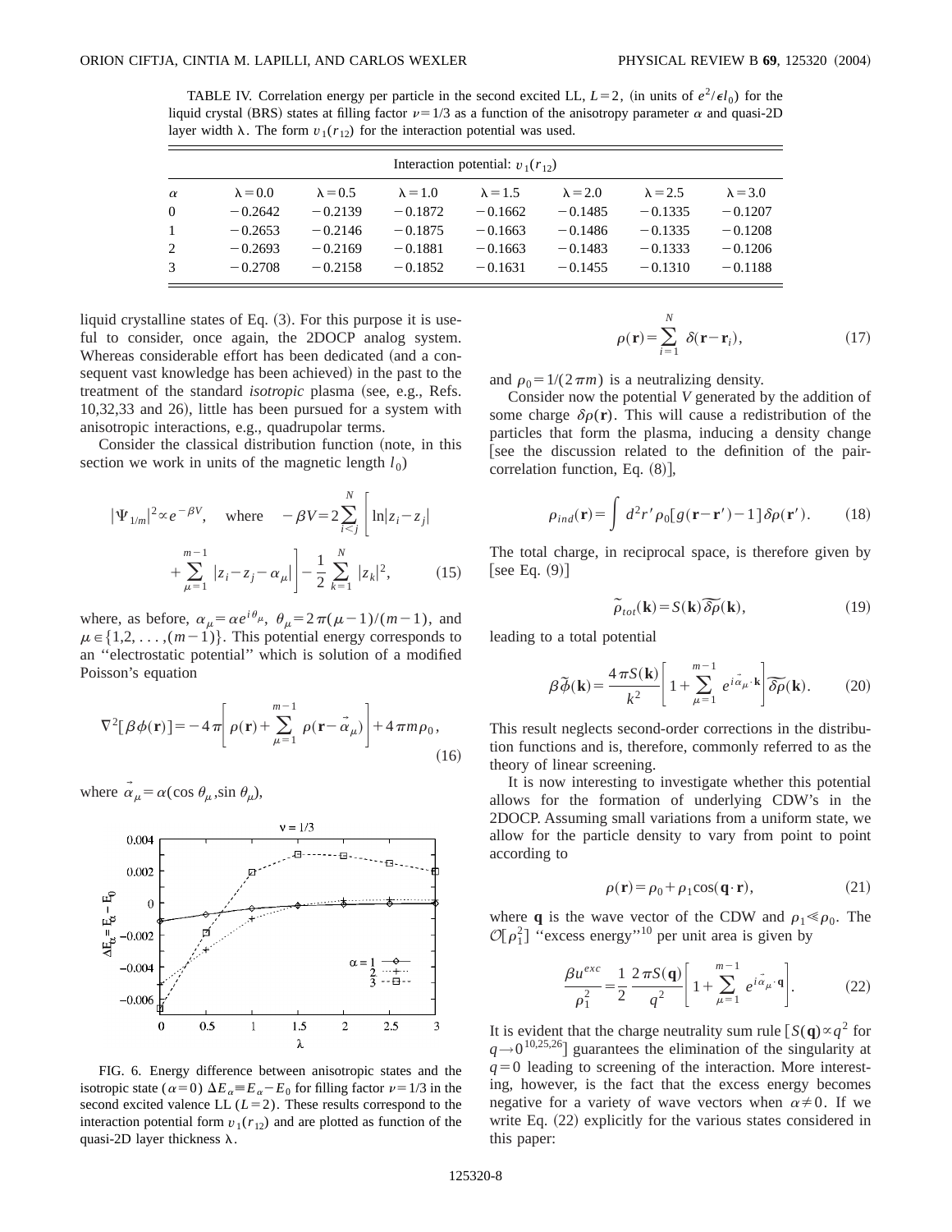TABLE IV. Correlation energy per particle in the second excited LL, $L=2$, (in units of $e^2/\epsilon l_0$) for the liquid crystal (BRS) states at filling factor $\nu=1/3$ as a function of the anisotropy parameter $\alpha$ and quasi-2D layer width $\lambda$. The form $v_1(r_{12})$ for the interaction potential was used.

| Interaction potential: $v_1(r_{12})$ | | | | | | | |
|---|---|---|---|---|---|---|---|
| $\alpha$ | $\lambda=0.0$ | $\lambda=0.5$ | $\lambda=1.0$ | $\lambda=1.5$ | $\lambda=2.0$ | $\lambda=2.5$ | $\lambda=3.0$ |
| 0 | $-0.2642$ | $-0.2139$ | $-0.1872$ | $-0.1662$ | $-0.1485$ | $-0.1335$ | $-0.1207$ |
| 1 | $-0.2653$ | $-0.2146$ | $-0.1875$ | $-0.1663$ | $-0.1486$ | $-0.1335$ | $-0.1208$ |
| 2 | $-0.2693$ | $-0.2169$ | $-0.1881$ | $-0.1663$ | $-0.1483$ | $-0.1333$ | $-0.1206$ |
| 3 | $-0.2708$ | $-0.2158$ | $-0.1852$ | $-0.1631$ | $-0.1455$ | $-0.1310$ | $-0.1188$ |

liquid crystalline states of Eq. (3). For this purpose it is useful to consider, once again, the 2DOCP analog system. Whereas considerable effort has been dedicated (and a consequent vast knowledge has been achieved) in the past to the treatment of the standard *isotropic* plasma (see, e.g., Refs. 10,32,33 and 26), little has been pursued for a system with anisotropic interactions, e.g., quadrupolar terms.

Consider the classical distribution function (note, in this section we work in units of the magnetic length $l_0$)

$$|\Psi_{1/m}|^2 \propto e^{-\beta V}, \quad \text{where} \quad -\beta V = 2\sum_{i<j}^{N}\left[\ln|z_i-z_j| + \sum_{\mu=1}^{m-1}|z_i-z_j-\alpha_\mu|\right] - \frac{1}{2}\sum_{k=1}^{N}|z_k|^2, \tag{15}$$

where, as before, $\alpha_\mu = \alpha e^{i\theta_\mu}$, $\theta_\mu = 2\pi(\mu-1)/(m-1)$, and $\mu \in \{1,2,\ldots,(m-1)\}$. This potential energy corresponds to an "electrostatic potential" which is solution of a modified Poisson's equation

$$\nabla^2[\beta\phi(\mathbf{r})] = -4\pi\left[\rho(\mathbf{r}) + \sum_{\mu=1}^{m-1}\rho(\mathbf{r}-\vec{\alpha}_\mu)\right] + 4\pi m\rho_0, \tag{16}$$

where $\vec{\alpha}_\mu = \alpha(\cos\theta_\mu, \sin\theta_\mu)$,

FIG. 6. Energy difference between anisotropic states and the isotropic state ($\alpha=0$) $\Delta E_\alpha \equiv E_\alpha - E_0$ for filling factor $\nu=1/3$ in the second excited valence LL ($L=2$). These results correspond to the interaction potential form $v_1(r_{12})$ and are plotted as function of the quasi-2D layer thickness $\lambda$.

$$\rho(\mathbf{r}) = \sum_{i=1}^{N}\delta(\mathbf{r}-\mathbf{r}_i), \tag{17}$$

and $\rho_0 = 1/(2\pi m)$ is a neutralizing density.

Consider now the potential $V$ generated by the addition of some charge $\delta\rho(\mathbf{r})$. This will cause a redistribution of the particles that form the plasma, inducing a density change [see the discussion related to the definition of the pair-correlation function, Eq. (8)],

$$\rho_{ind}(\mathbf{r}) = \int d^2r'\,\rho_0[g(\mathbf{r}-\mathbf{r}')-1]\,\delta\rho(\mathbf{r}'). \tag{18}$$

The total charge, in reciprocal space, is therefore given by [see Eq. (9)]

$$\tilde{\rho}_{tot}(\mathbf{k}) = S(\mathbf{k})\widetilde{\delta\rho}(\mathbf{k}), \tag{19}$$

leading to a total potential

$$\beta\tilde{\phi}(\mathbf{k}) = \frac{4\pi S(\mathbf{k})}{k^2}\left[1+\sum_{\mu=1}^{m-1}e^{i\vec{\alpha}_\mu\cdot\mathbf{k}}\right]\widetilde{\delta\rho}(\mathbf{k}). \tag{20}$$

This result neglects second-order corrections in the distribution functions and is, therefore, commonly referred to as the theory of linear screening.

It is now interesting to investigate whether this potential allows for the formation of underlying CDW's in the 2DOCP. Assuming small variations from a uniform state, we allow for the particle density to vary from point to point according to

$$\rho(\mathbf{r}) = \rho_0 + \rho_1\cos(\mathbf{q}\cdot\mathbf{r}), \tag{21}$$

where $\mathbf{q}$ is the wave vector of the CDW and $\rho_1 \ll \rho_0$. The $\mathcal{O}[\rho_1^2]$ "excess energy"[10] per unit area is given by

$$\frac{\beta u^{exc}}{\rho_1^2} = \frac{1}{2}\,\frac{2\pi S(\mathbf{q})}{q^2}\left[1+\sum_{\mu=1}^{m-1}e^{i\vec{\alpha}_\mu\cdot\mathbf{q}}\right]. \tag{22}$$

It is evident that the charge neutrality sum rule [$S(\mathbf{q}) \propto q^2$ for $q\to 0$[10,25,26]] guarantees the elimination of the singularity at $q=0$ leading to screening of the interaction. More interesting, however, is the fact that the excess energy becomes negative for a variety of wave vectors when $\alpha \neq 0$. If we write Eq. (22) explicitly for the various states considered in this paper: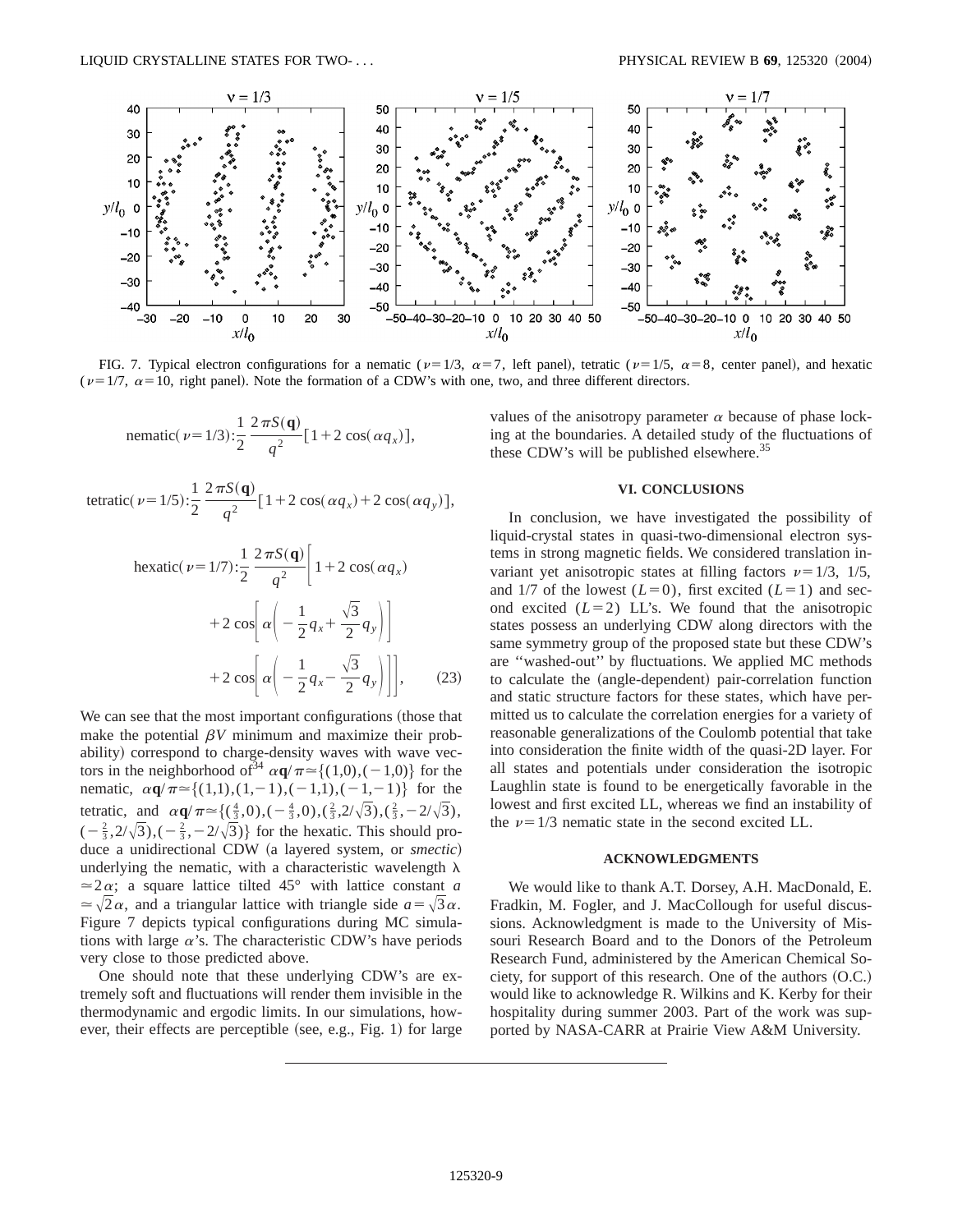FIG. 7. Typical electron configurations for a nematic ($\nu=1/3$, $\alpha=7$, left panel), tetratic ($\nu=1/5$, $\alpha=8$, center panel), and hexatic ($\nu=1/7$, $\alpha=10$, right panel). Note the formation of a CDW's with one, two, and three different directors.

$$\text{nematic}(\nu=1/3):\frac{1}{2}\,\frac{2\pi S(\mathbf{q})}{q^2}[1+2\cos(\alpha q_x)],$$

$$\text{tetratic}(\nu=1/5):\frac{1}{2}\,\frac{2\pi S(\mathbf{q})}{q^2}[1+2\cos(\alpha q_x)+2\cos(\alpha q_y)],$$

$$\text{hexatic}(\nu=1/7):\frac{1}{2}\,\frac{2\pi S(\mathbf{q})}{q^2}\Bigg[1+2\cos(\alpha q_x) +2\cos\left[\alpha\left(-\frac{1}{2}q_x+\frac{\sqrt{3}}{2}q_y\right)\right] +2\cos\left[\alpha\left(-\frac{1}{2}q_x-\frac{\sqrt{3}}{2}q_y\right)\right]\Bigg], \qquad (23)$$

We can see that the most important configurations (those that make the potential $\beta V$ minimum and maximize their probability) correspond to charge-density waves with wave vectors in the neighborhood of[34] $\alpha\mathbf{q}/\pi\simeq\{(1,0),(-1,0)\}$ for the nematic, $\alpha\mathbf{q}/\pi\simeq\{(1,1),(1,-1),(-1,1),(-1,-1)\}$ for the tetratic, and $\alpha\mathbf{q}/\pi\simeq\{(\frac{4}{3},0),(-\frac{4}{3},0),(\frac{2}{3},2/\sqrt{3}),(\frac{2}{3},-2/\sqrt{3}),(-\frac{2}{3},2/\sqrt{3}),(-\frac{2}{3},-2/\sqrt{3})\}$ for the hexatic. This should produce a unidirectional CDW (a layered system, or *smectic*) underlying the nematic, with a characteristic wavelength $\lambda\simeq 2\alpha$; a square lattice tilted 45° with lattice constant $a\simeq\sqrt{2}\alpha$, and a triangular lattice with triangle side $a=\sqrt{3}\alpha$. Figure 7 depicts typical configurations during MC simulations with large $\alpha$'s. The characteristic CDW's have periods very close to those predicted above.

One should note that these underlying CDW's are extremely soft and fluctuations will render them invisible in the thermodynamic and ergodic limits. In our simulations, however, their effects are perceptible (see, e.g., Fig. 1) for large values of the anisotropy parameter $\alpha$ because of phase locking at the boundaries. A detailed study of the fluctuations of these CDW's will be published elsewhere.[35]

## VI. CONCLUSIONS

In conclusion, we have investigated the possibility of liquid-crystal states in quasi-two-dimensional electron systems in strong magnetic fields. We considered translation invariant yet anisotropic states at filling factors $\nu=1/3$, 1/5, and 1/7 of the lowest ($L=0$), first excited ($L=1$) and second excited ($L=2$) LL's. We found that the anisotropic states possess an underlying CDW along directors with the same symmetry group of the proposed state but these CDW's are "washed-out" by fluctuations. We applied MC methods to calculate the (angle-dependent) pair-correlation function and static structure factors for these states, which have permitted us to calculate the correlation energies for a variety of reasonable generalizations of the Coulomb potential that take into consideration the finite width of the quasi-2D layer. For all states and potentials under consideration the isotropic Laughlin state is found to be energetically favorable in the lowest and first excited LL, whereas we find an instability of the $\nu=1/3$ nematic state in the second excited LL.

## ACKNOWLEDGMENTS

We would like to thank A.T. Dorsey, A.H. MacDonald, E. Fradkin, M. Fogler, and J. MacCollough for useful discussions. Acknowledgment is made to the University of Missouri Research Board and to the Donors of the Petroleum Research Fund, administered by the American Chemical Society, for support of this research. One of the authors (O.C.) would like to acknowledge R. Wilkins and K. Kerby for their hospitality during summer 2003. Part of the work was supported by NASA-CARR at Prairie View A&M University.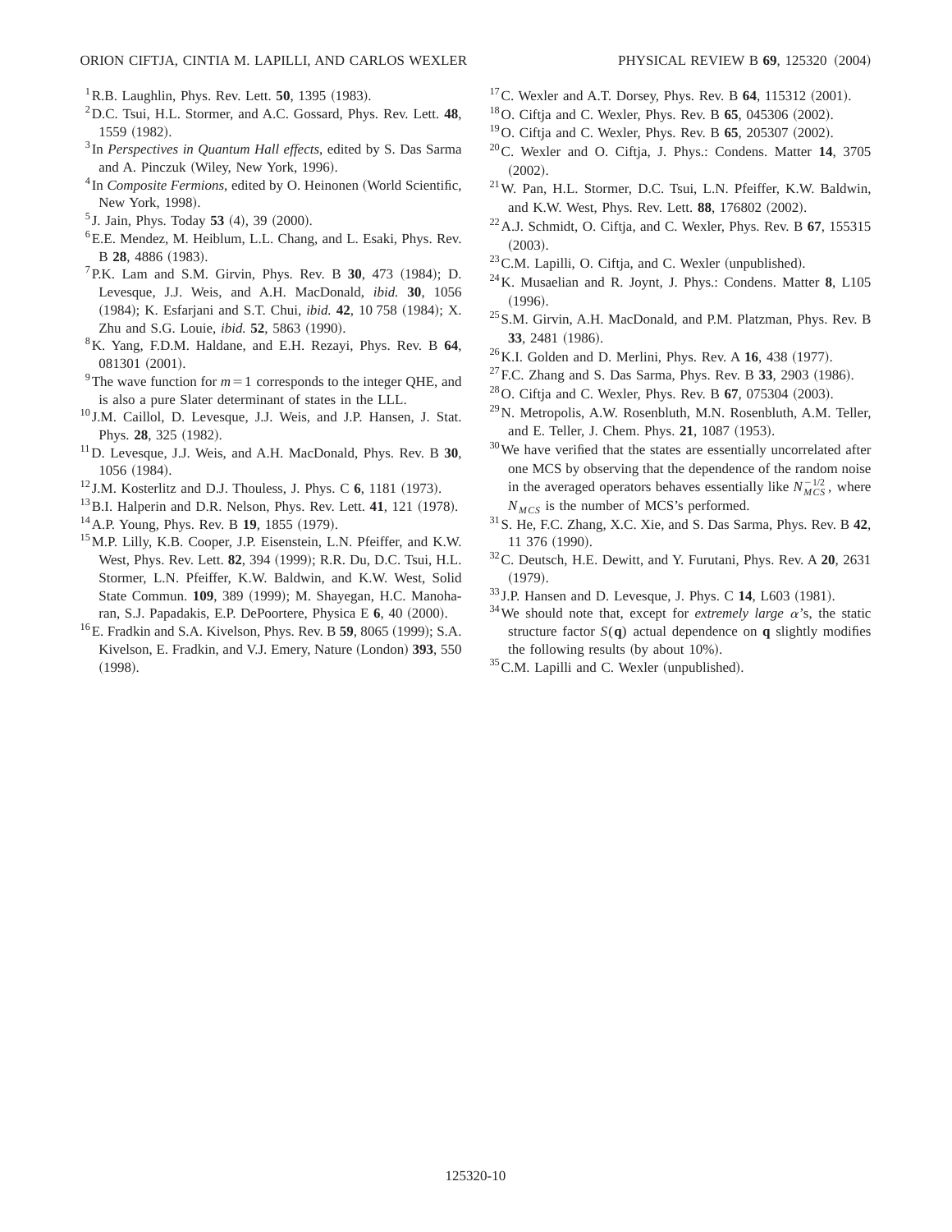[1] R.B. Laughlin, Phys. Rev. Lett. **50**, 1395 (1983).

[2] D.C. Tsui, H.L. Stormer, and A.C. Gossard, Phys. Rev. Lett. **48**, 1559 (1982).

[3] In *Perspectives in Quantum Hall effects*, edited by S. Das Sarma and A. Pinczuk (Wiley, New York, 1996).

[4] In *Composite Fermions*, edited by O. Heinonen (World Scientific, New York, 1998).

[5] J. Jain, Phys. Today **53** (4), 39 (2000).

[6] E.E. Mendez, M. Heiblum, L.L. Chang, and L. Esaki, Phys. Rev. B **28**, 4886 (1983).

[7] P.K. Lam and S.M. Girvin, Phys. Rev. B **30**, 473 (1984); D. Levesque, J.J. Weis, and A.H. MacDonald, *ibid.* **30**, 1056 (1984); K. Esfarjani and S.T. Chui, *ibid.* **42**, 10 758 (1984); X. Zhu and S.G. Louie, *ibid.* **52**, 5863 (1990).

[8] K. Yang, F.D.M. Haldane, and E.H. Rezayi, Phys. Rev. B **64**, 081301 (2001).

[9] The wave function for $m=1$ corresponds to the integer QHE, and is also a pure Slater determinant of states in the LLL.

[10] J.M. Caillol, D. Levesque, J.J. Weis, and J.P. Hansen, J. Stat. Phys. **28**, 325 (1982).

[11] D. Levesque, J.J. Weis, and A.H. MacDonald, Phys. Rev. B **30**, 1056 (1984).

[12] J.M. Kosterlitz and D.J. Thouless, J. Phys. C **6**, 1181 (1973).

[13] B.I. Halperin and D.R. Nelson, Phys. Rev. Lett. **41**, 121 (1978).

[14] A.P. Young, Phys. Rev. B **19**, 1855 (1979).

[15] M.P. Lilly, K.B. Cooper, J.P. Eisenstein, L.N. Pfeiffer, and K.W. West, Phys. Rev. Lett. **82**, 394 (1999); R.R. Du, D.C. Tsui, H.L. Stormer, L.N. Pfeiffer, K.W. Baldwin, and K.W. West, Solid State Commun. **109**, 389 (1999); M. Shayegan, H.C. Manoharan, S.J. Papadakis, E.P. DePoortere, Physica E **6**, 40 (2000).

[16] E. Fradkin and S.A. Kivelson, Phys. Rev. B **59**, 8065 (1999); S.A. Kivelson, E. Fradkin, and V.J. Emery, Nature (London) **393**, 550 (1998).

[17] C. Wexler and A.T. Dorsey, Phys. Rev. B **64**, 115312 (2001).

[18] O. Ciftja and C. Wexler, Phys. Rev. B **65**, 045306 (2002).

[19] O. Ciftja and C. Wexler, Phys. Rev. B **65**, 205307 (2002).

[20] C. Wexler and O. Ciftja, J. Phys.: Condens. Matter **14**, 3705 (2002).

[21] W. Pan, H.L. Stormer, D.C. Tsui, L.N. Pfeiffer, K.W. Baldwin, and K.W. West, Phys. Rev. Lett. **88**, 176802 (2002).

[22] A.J. Schmidt, O. Ciftja, and C. Wexler, Phys. Rev. B **67**, 155315 (2003).

[23] C.M. Lapilli, O. Ciftja, and C. Wexler (unpublished).

[24] K. Musaelian and R. Joynt, J. Phys.: Condens. Matter **8**, L105 (1996).

[25] S.M. Girvin, A.H. MacDonald, and P.M. Platzman, Phys. Rev. B **33**, 2481 (1986).

[26] K.I. Golden and D. Merlini, Phys. Rev. A **16**, 438 (1977).

[27] F.C. Zhang and S. Das Sarma, Phys. Rev. B **33**, 2903 (1986).

[28] O. Ciftja and C. Wexler, Phys. Rev. B **67**, 075304 (2003).

[29] N. Metropolis, A.W. Rosenbluth, M.N. Rosenbluth, A.M. Teller, and E. Teller, J. Chem. Phys. **21**, 1087 (1953).

[30] We have verified that the states are essentially uncorrelated after one MCS by observing that the dependence of the random noise in the averaged operators behaves essentially like $N_{MCS}^{-1/2}$, where $N_{MCS}$ is the number of MCS's performed.

[31] S. He, F.C. Zhang, X.C. Xie, and S. Das Sarma, Phys. Rev. B **42**, 11 376 (1990).

[32] C. Deutsch, H.E. Dewitt, and Y. Furutani, Phys. Rev. A **20**, 2631 (1979).

[33] J.P. Hansen and D. Levesque, J. Phys. C **14**, L603 (1981).

[34] We should note that, except for *extremely large* $\alpha$'s, the static structure factor $S(\mathbf{q})$ actual dependence on $\mathbf{q}$ slightly modifies the following results (by about 10%).

[35] C.M. Lapilli and C. Wexler (unpublished).